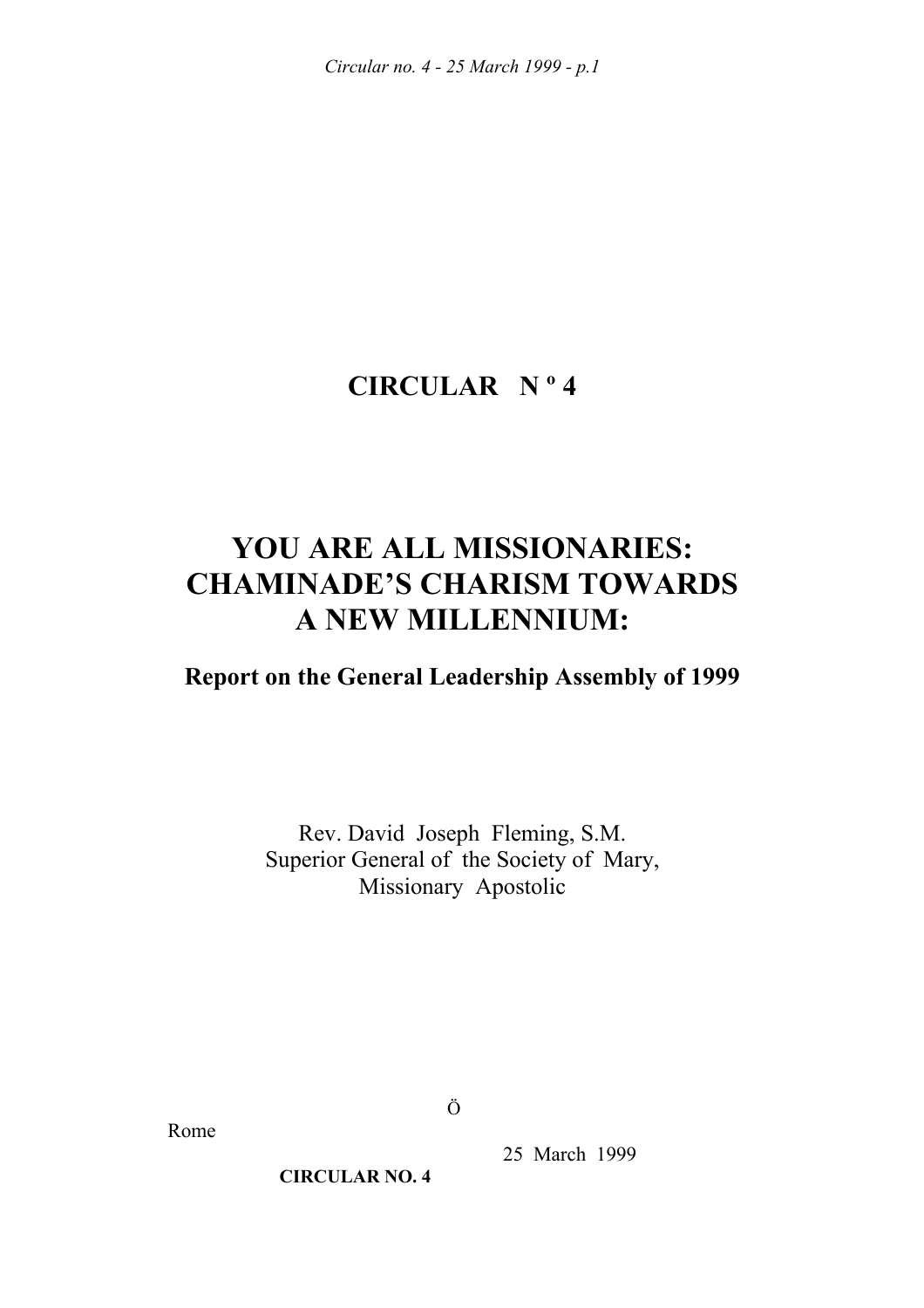# CIRCULAR N º 4

# YOU ARE ALL MISSIONARIES: CHAMINADE'S CHARISM TOWARDS A NEW MILLENNIUM:

### Report on the General Leadership Assembly of 1999

Rev. David Joseph Fleming, S.M.
Superior General of the Society of Mary,
Missionary Apostolic

Ö

Rome

25 March 1999

**CIRCULAR NO. 4**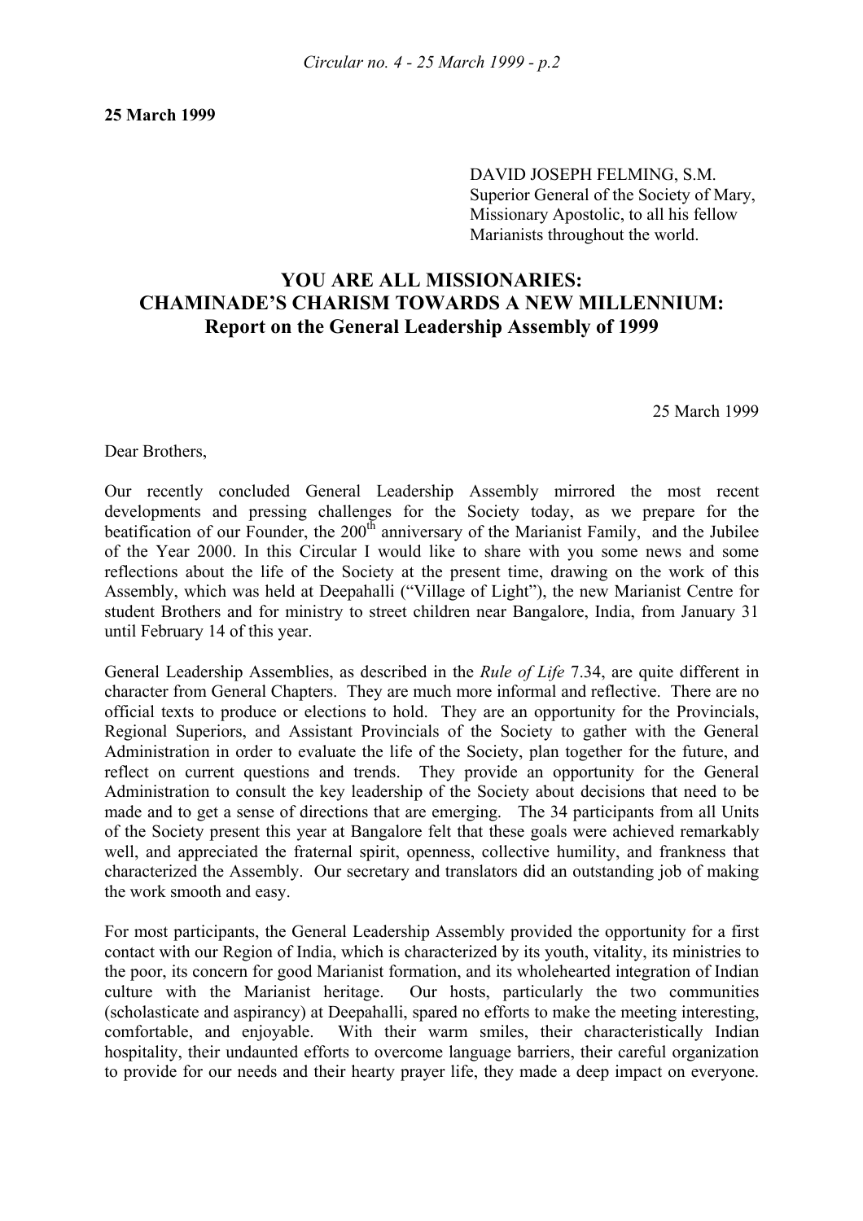**25 March 1999**

DAVID JOSEPH FELMING, S.M.
Superior General of the Society of Mary,
Missionary Apostolic, to all his fellow
Marianists throughout the world.

# YOU ARE ALL MISSIONARIES: CHAMINADE'S CHARISM TOWARDS A NEW MILLENNIUM: Report on the General Leadership Assembly of 1999

25 March 1999

Dear Brothers,

Our recently concluded General Leadership Assembly mirrored the most recent developments and pressing challenges for the Society today, as we prepare for the beatification of our Founder, the 200th anniversary of the Marianist Family, and the Jubilee of the Year 2000. In this Circular I would like to share with you some news and some reflections about the life of the Society at the present time, drawing on the work of this Assembly, which was held at Deepahalli ("Village of Light"), the new Marianist Centre for student Brothers and for ministry to street children near Bangalore, India, from January 31 until February 14 of this year.

General Leadership Assemblies, as described in the *Rule of Life* 7.34, are quite different in character from General Chapters. They are much more informal and reflective. There are no official texts to produce or elections to hold. They are an opportunity for the Provincials, Regional Superiors, and Assistant Provincials of the Society to gather with the General Administration in order to evaluate the life of the Society, plan together for the future, and reflect on current questions and trends. They provide an opportunity for the General Administration to consult the key leadership of the Society about decisions that need to be made and to get a sense of directions that are emerging. The 34 participants from all Units of the Society present this year at Bangalore felt that these goals were achieved remarkably well, and appreciated the fraternal spirit, openness, collective humility, and frankness that characterized the Assembly. Our secretary and translators did an outstanding job of making the work smooth and easy.

For most participants, the General Leadership Assembly provided the opportunity for a first contact with our Region of India, which is characterized by its youth, vitality, its ministries to the poor, its concern for good Marianist formation, and its wholehearted integration of Indian culture with the Marianist heritage. Our hosts, particularly the two communities (scholasticate and aspirancy) at Deepahalli, spared no efforts to make the meeting interesting, comfortable, and enjoyable. With their warm smiles, their characteristically Indian hospitality, their undaunted efforts to overcome language barriers, their careful organization to provide for our needs and their hearty prayer life, they made a deep impact on everyone.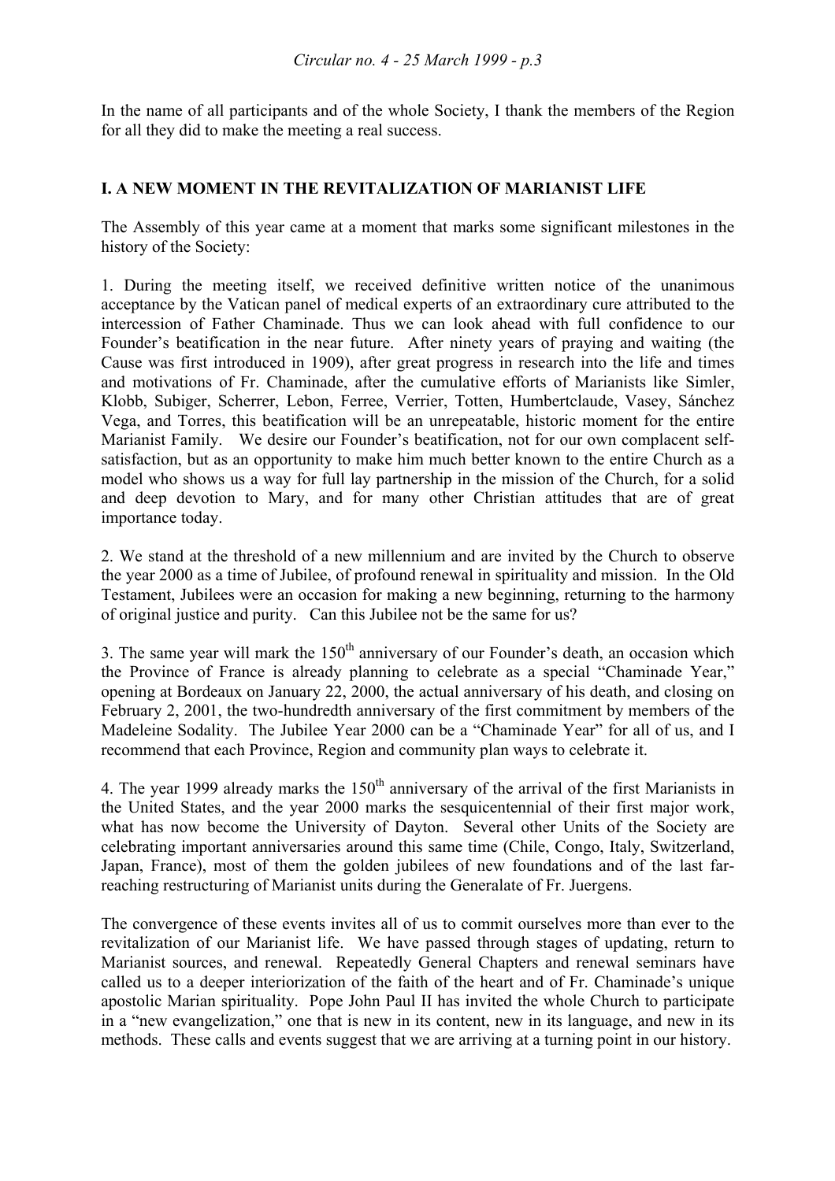In the name of all participants and of the whole Society, I thank the members of the Region for all they did to make the meeting a real success.

## I. A NEW MOMENT IN THE REVITALIZATION OF MARIANIST LIFE

The Assembly of this year came at a moment that marks some significant milestones in the history of the Society:

1. During the meeting itself, we received definitive written notice of the unanimous acceptance by the Vatican panel of medical experts of an extraordinary cure attributed to the intercession of Father Chaminade. Thus we can look ahead with full confidence to our Founder's beatification in the near future. After ninety years of praying and waiting (the Cause was first introduced in 1909), after great progress in research into the life and times and motivations of Fr. Chaminade, after the cumulative efforts of Marianists like Simler, Klobb, Subiger, Scherrer, Lebon, Ferree, Verrier, Totten, Humbertclaude, Vasey, Sánchez Vega, and Torres, this beatification will be an unrepeatable, historic moment for the entire Marianist Family. We desire our Founder's beatification, not for our own complacent self-satisfaction, but as an opportunity to make him much better known to the entire Church as a model who shows us a way for full lay partnership in the mission of the Church, for a solid and deep devotion to Mary, and for many other Christian attitudes that are of great importance today.

2. We stand at the threshold of a new millennium and are invited by the Church to observe the year 2000 as a time of Jubilee, of profound renewal in spirituality and mission. In the Old Testament, Jubilees were an occasion for making a new beginning, returning to the harmony of original justice and purity. Can this Jubilee not be the same for us?

3. The same year will mark the 150th anniversary of our Founder's death, an occasion which the Province of France is already planning to celebrate as a special "Chaminade Year," opening at Bordeaux on January 22, 2000, the actual anniversary of his death, and closing on February 2, 2001, the two-hundredth anniversary of the first commitment by members of the Madeleine Sodality. The Jubilee Year 2000 can be a "Chaminade Year" for all of us, and I recommend that each Province, Region and community plan ways to celebrate it.

4. The year 1999 already marks the 150th anniversary of the arrival of the first Marianists in the United States, and the year 2000 marks the sesquicentennial of their first major work, what has now become the University of Dayton. Several other Units of the Society are celebrating important anniversaries around this same time (Chile, Congo, Italy, Switzerland, Japan, France), most of them the golden jubilees of new foundations and of the last far-reaching restructuring of Marianist units during the Generalate of Fr. Juergens.

The convergence of these events invites all of us to commit ourselves more than ever to the revitalization of our Marianist life. We have passed through stages of updating, return to Marianist sources, and renewal. Repeatedly General Chapters and renewal seminars have called us to a deeper interiorization of the faith of the heart and of Fr. Chaminade's unique apostolic Marian spirituality. Pope John Paul II has invited the whole Church to participate in a "new evangelization," one that is new in its content, new in its language, and new in its methods. These calls and events suggest that we are arriving at a turning point in our history.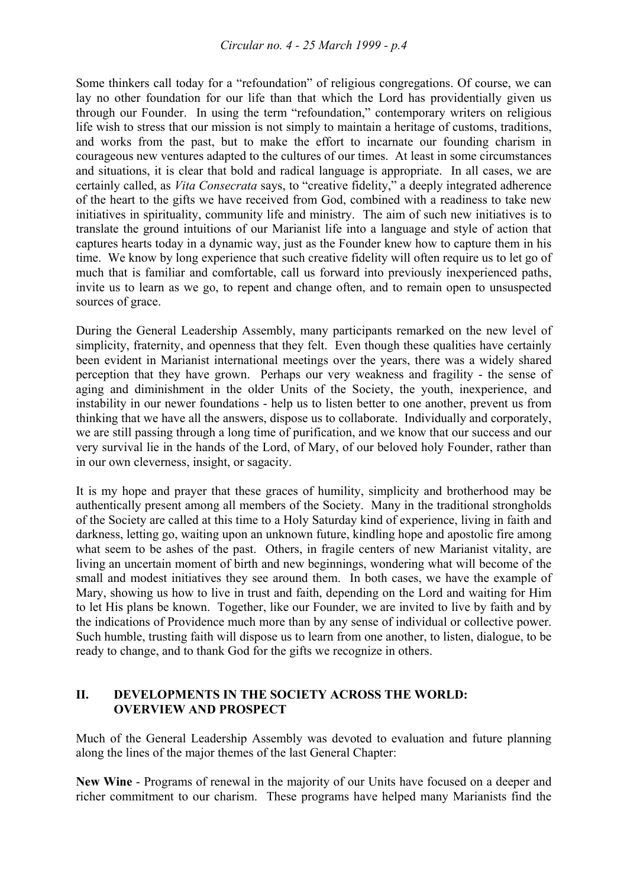Some thinkers call today for a "refoundation" of religious congregations. Of course, we can lay no other foundation for our life than that which the Lord has providentially given us through our Founder. In using the term "refoundation," contemporary writers on religious life wish to stress that our mission is not simply to maintain a heritage of customs, traditions, and works from the past, but to make the effort to incarnate our founding charism in courageous new ventures adapted to the cultures of our times. At least in some circumstances and situations, it is clear that bold and radical language is appropriate. In all cases, we are certainly called, as *Vita Consecrata* says, to "creative fidelity," a deeply integrated adherence of the heart to the gifts we have received from God, combined with a readiness to take new initiatives in spirituality, community life and ministry. The aim of such new initiatives is to translate the ground intuitions of our Marianist life into a language and style of action that captures hearts today in a dynamic way, just as the Founder knew how to capture them in his time. We know by long experience that such creative fidelity will often require us to let go of much that is familiar and comfortable, call us forward into previously inexperienced paths, invite us to learn as we go, to repent and change often, and to remain open to unsuspected sources of grace.

During the General Leadership Assembly, many participants remarked on the new level of simplicity, fraternity, and openness that they felt. Even though these qualities have certainly been evident in Marianist international meetings over the years, there was a widely shared perception that they have grown. Perhaps our very weakness and fragility - the sense of aging and diminishment in the older Units of the Society, the youth, inexperience, and instability in our newer foundations - help us to listen better to one another, prevent us from thinking that we have all the answers, dispose us to collaborate. Individually and corporately, we are still passing through a long time of purification, and we know that our success and our very survival lie in the hands of the Lord, of Mary, of our beloved holy Founder, rather than in our own cleverness, insight, or sagacity.

It is my hope and prayer that these graces of humility, simplicity and brotherhood may be authentically present among all members of the Society. Many in the traditional strongholds of the Society are called at this time to a Holy Saturday kind of experience, living in faith and darkness, letting go, waiting upon an unknown future, kindling hope and apostolic fire among what seem to be ashes of the past. Others, in fragile centers of new Marianist vitality, are living an uncertain moment of birth and new beginnings, wondering what will become of the small and modest initiatives they see around them. In both cases, we have the example of Mary, showing us how to live in trust and faith, depending on the Lord and waiting for Him to let His plans be known. Together, like our Founder, we are invited to live by faith and by the indications of Providence much more than by any sense of individual or collective power. Such humble, trusting faith will dispose us to learn from one another, to listen, dialogue, to be ready to change, and to thank God for the gifts we recognize in others.

## II. DEVELOPMENTS IN THE SOCIETY ACROSS THE WORLD: OVERVIEW AND PROSPECT

Much of the General Leadership Assembly was devoted to evaluation and future planning along the lines of the major themes of the last General Chapter:

**New Wine** - Programs of renewal in the majority of our Units have focused on a deeper and richer commitment to our charism. These programs have helped many Marianists find the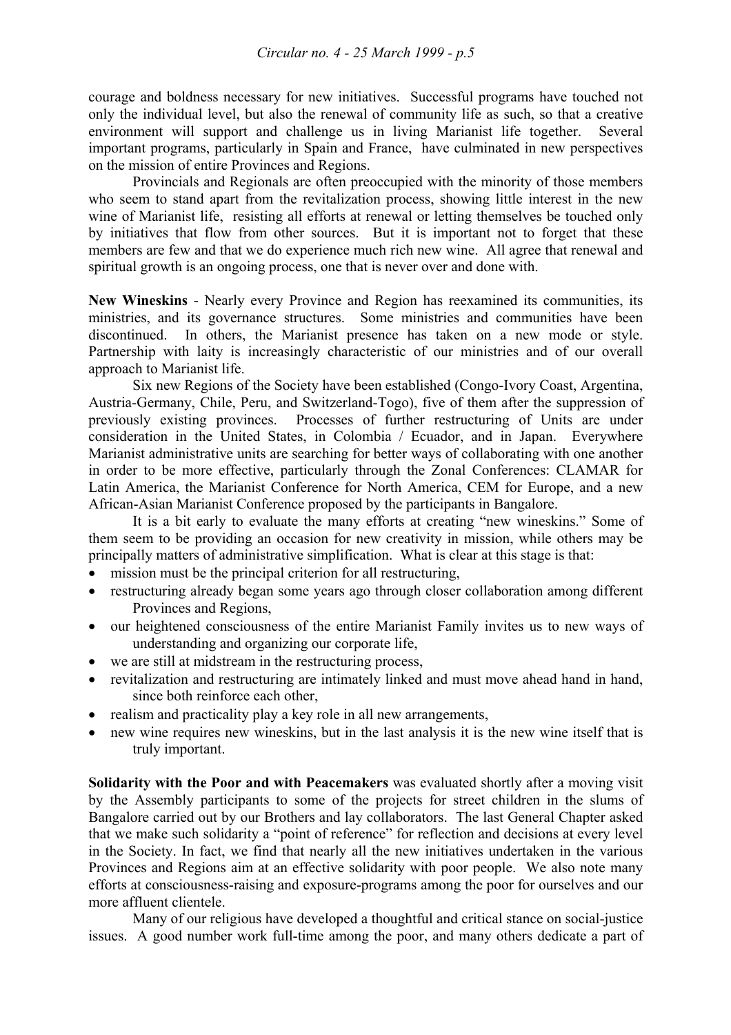courage and boldness necessary for new initiatives. Successful programs have touched not only the individual level, but also the renewal of community life as such, so that a creative environment will support and challenge us in living Marianist life together. Several important programs, particularly in Spain and France, have culminated in new perspectives on the mission of entire Provinces and Regions.

Provincials and Regionals are often preoccupied with the minority of those members who seem to stand apart from the revitalization process, showing little interest in the new wine of Marianist life, resisting all efforts at renewal or letting themselves be touched only by initiatives that flow from other sources. But it is important not to forget that these members are few and that we do experience much rich new wine. All agree that renewal and spiritual growth is an ongoing process, one that is never over and done with.

**New Wineskins** - Nearly every Province and Region has reexamined its communities, its ministries, and its governance structures. Some ministries and communities have been discontinued. In others, the Marianist presence has taken on a new mode or style. Partnership with laity is increasingly characteristic of our ministries and of our overall approach to Marianist life.

Six new Regions of the Society have been established (Congo-Ivory Coast, Argentina, Austria-Germany, Chile, Peru, and Switzerland-Togo), five of them after the suppression of previously existing provinces. Processes of further restructuring of Units are under consideration in the United States, in Colombia / Ecuador, and in Japan. Everywhere Marianist administrative units are searching for better ways of collaborating with one another in order to be more effective, particularly through the Zonal Conferences: CLAMAR for Latin America, the Marianist Conference for North America, CEM for Europe, and a new African-Asian Marianist Conference proposed by the participants in Bangalore.

It is a bit early to evaluate the many efforts at creating "new wineskins." Some of them seem to be providing an occasion for new creativity in mission, while others may be principally matters of administrative simplification. What is clear at this stage is that:

- mission must be the principal criterion for all restructuring,
- restructuring already began some years ago through closer collaboration among different Provinces and Regions,
- our heightened consciousness of the entire Marianist Family invites us to new ways of understanding and organizing our corporate life,
- we are still at midstream in the restructuring process,
- revitalization and restructuring are intimately linked and must move ahead hand in hand, since both reinforce each other,
- realism and practicality play a key role in all new arrangements,
- new wine requires new wineskins, but in the last analysis it is the new wine itself that is truly important.

**Solidarity with the Poor and with Peacemakers** was evaluated shortly after a moving visit by the Assembly participants to some of the projects for street children in the slums of Bangalore carried out by our Brothers and lay collaborators. The last General Chapter asked that we make such solidarity a "point of reference" for reflection and decisions at every level in the Society. In fact, we find that nearly all the new initiatives undertaken in the various Provinces and Regions aim at an effective solidarity with poor people. We also note many efforts at consciousness-raising and exposure-programs among the poor for ourselves and our more affluent clientele.

Many of our religious have developed a thoughtful and critical stance on social-justice issues. A good number work full-time among the poor, and many others dedicate a part of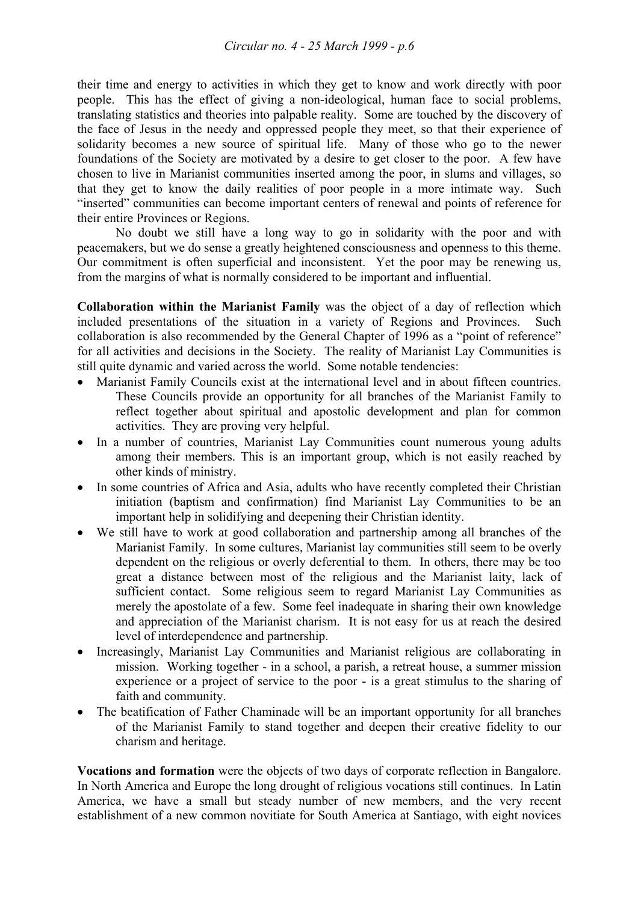their time and energy to activities in which they get to know and work directly with poor people. This has the effect of giving a non-ideological, human face to social problems, translating statistics and theories into palpable reality. Some are touched by the discovery of the face of Jesus in the needy and oppressed people they meet, so that their experience of solidarity becomes a new source of spiritual life. Many of those who go to the newer foundations of the Society are motivated by a desire to get closer to the poor. A few have chosen to live in Marianist communities inserted among the poor, in slums and villages, so that they get to know the daily realities of poor people in a more intimate way. Such "inserted" communities can become important centers of renewal and points of reference for their entire Provinces or Regions.

No doubt we still have a long way to go in solidarity with the poor and with peacemakers, but we do sense a greatly heightened consciousness and openness to this theme. Our commitment is often superficial and inconsistent. Yet the poor may be renewing us, from the margins of what is normally considered to be important and influential.

**Collaboration within the Marianist Family** was the object of a day of reflection which included presentations of the situation in a variety of Regions and Provinces. Such collaboration is also recommended by the General Chapter of 1996 as a "point of reference" for all activities and decisions in the Society. The reality of Marianist Lay Communities is still quite dynamic and varied across the world. Some notable tendencies:

- Marianist Family Councils exist at the international level and in about fifteen countries. These Councils provide an opportunity for all branches of the Marianist Family to reflect together about spiritual and apostolic development and plan for common activities. They are proving very helpful.
- In a number of countries, Marianist Lay Communities count numerous young adults among their members. This is an important group, which is not easily reached by other kinds of ministry.
- In some countries of Africa and Asia, adults who have recently completed their Christian initiation (baptism and confirmation) find Marianist Lay Communities to be an important help in solidifying and deepening their Christian identity.
- We still have to work at good collaboration and partnership among all branches of the Marianist Family. In some cultures, Marianist lay communities still seem to be overly dependent on the religious or overly deferential to them. In others, there may be too great a distance between most of the religious and the Marianist laity, lack of sufficient contact. Some religious seem to regard Marianist Lay Communities as merely the apostolate of a few. Some feel inadequate in sharing their own knowledge and appreciation of the Marianist charism. It is not easy for us at reach the desired level of interdependence and partnership.
- Increasingly, Marianist Lay Communities and Marianist religious are collaborating in mission. Working together - in a school, a parish, a retreat house, a summer mission experience or a project of service to the poor - is a great stimulus to the sharing of faith and community.
- The beatification of Father Chaminade will be an important opportunity for all branches of the Marianist Family to stand together and deepen their creative fidelity to our charism and heritage.

**Vocations and formation** were the objects of two days of corporate reflection in Bangalore. In North America and Europe the long drought of religious vocations still continues. In Latin America, we have a small but steady number of new members, and the very recent establishment of a new common novitiate for South America at Santiago, with eight novices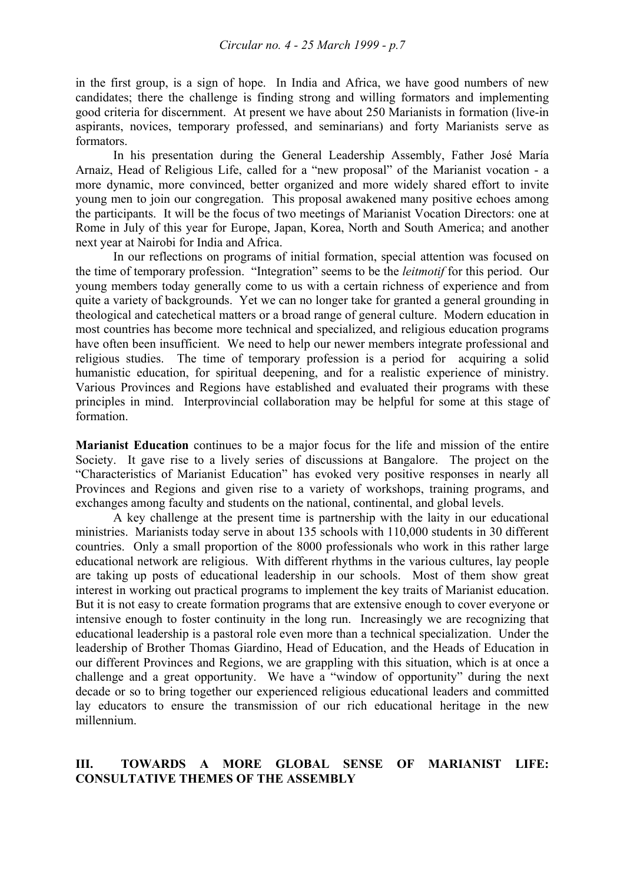in the first group, is a sign of hope. In India and Africa, we have good numbers of new candidates; there the challenge is finding strong and willing formators and implementing good criteria for discernment. At present we have about 250 Marianists in formation (live-in aspirants, novices, temporary professed, and seminarians) and forty Marianists serve as formators.

In his presentation during the General Leadership Assembly, Father José María Arnaiz, Head of Religious Life, called for a "new proposal" of the Marianist vocation - a more dynamic, more convinced, better organized and more widely shared effort to invite young men to join our congregation. This proposal awakened many positive echoes among the participants. It will be the focus of two meetings of Marianist Vocation Directors: one at Rome in July of this year for Europe, Japan, Korea, North and South America; and another next year at Nairobi for India and Africa.

In our reflections on programs of initial formation, special attention was focused on the time of temporary profession. "Integration" seems to be the *leitmotif* for this period. Our young members today generally come to us with a certain richness of experience and from quite a variety of backgrounds. Yet we can no longer take for granted a general grounding in theological and catechetical matters or a broad range of general culture. Modern education in most countries has become more technical and specialized, and religious education programs have often been insufficient. We need to help our newer members integrate professional and religious studies. The time of temporary profession is a period for acquiring a solid humanistic education, for spiritual deepening, and for a realistic experience of ministry. Various Provinces and Regions have established and evaluated their programs with these principles in mind. Interprovincial collaboration may be helpful for some at this stage of formation.

**Marianist Education** continues to be a major focus for the life and mission of the entire Society. It gave rise to a lively series of discussions at Bangalore. The project on the "Characteristics of Marianist Education" has evoked very positive responses in nearly all Provinces and Regions and given rise to a variety of workshops, training programs, and exchanges among faculty and students on the national, continental, and global levels.

A key challenge at the present time is partnership with the laity in our educational ministries. Marianists today serve in about 135 schools with 110,000 students in 30 different countries. Only a small proportion of the 8000 professionals who work in this rather large educational network are religious. With different rhythms in the various cultures, lay people are taking up posts of educational leadership in our schools. Most of them show great interest in working out practical programs to implement the key traits of Marianist education. But it is not easy to create formation programs that are extensive enough to cover everyone or intensive enough to foster continuity in the long run. Increasingly we are recognizing that educational leadership is a pastoral role even more than a technical specialization. Under the leadership of Brother Thomas Giardino, Head of Education, and the Heads of Education in our different Provinces and Regions, we are grappling with this situation, which is at once a challenge and a great opportunity. We have a "window of opportunity" during the next decade or so to bring together our experienced religious educational leaders and committed lay educators to ensure the transmission of our rich educational heritage in the new millennium.

## III. TOWARDS A MORE GLOBAL SENSE OF MARIANIST LIFE: CONSULTATIVE THEMES OF THE ASSEMBLY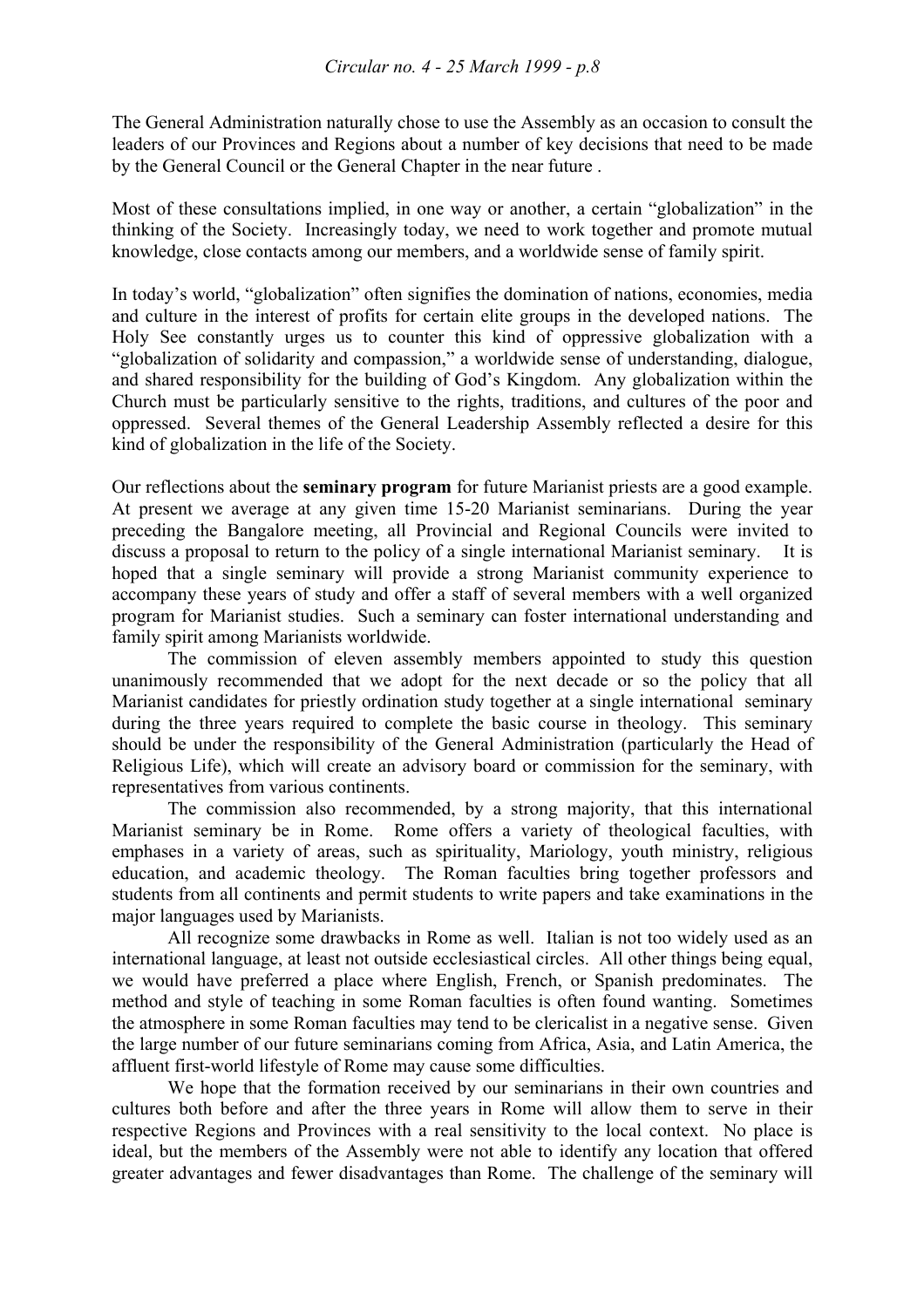The General Administration naturally chose to use the Assembly as an occasion to consult the leaders of our Provinces and Regions about a number of key decisions that need to be made by the General Council or the General Chapter in the near future .

Most of these consultations implied, in one way or another, a certain "globalization" in the thinking of the Society. Increasingly today, we need to work together and promote mutual knowledge, close contacts among our members, and a worldwide sense of family spirit.

In today's world, "globalization" often signifies the domination of nations, economies, media and culture in the interest of profits for certain elite groups in the developed nations. The Holy See constantly urges us to counter this kind of oppressive globalization with a "globalization of solidarity and compassion," a worldwide sense of understanding, dialogue, and shared responsibility for the building of God's Kingdom. Any globalization within the Church must be particularly sensitive to the rights, traditions, and cultures of the poor and oppressed. Several themes of the General Leadership Assembly reflected a desire for this kind of globalization in the life of the Society.

Our reflections about the **seminary program** for future Marianist priests are a good example. At present we average at any given time 15-20 Marianist seminarians. During the year preceding the Bangalore meeting, all Provincial and Regional Councils were invited to discuss a proposal to return to the policy of a single international Marianist seminary. It is hoped that a single seminary will provide a strong Marianist community experience to accompany these years of study and offer a staff of several members with a well organized program for Marianist studies. Such a seminary can foster international understanding and family spirit among Marianists worldwide.

The commission of eleven assembly members appointed to study this question unanimously recommended that we adopt for the next decade or so the policy that all Marianist candidates for priestly ordination study together at a single international seminary during the three years required to complete the basic course in theology. This seminary should be under the responsibility of the General Administration (particularly the Head of Religious Life), which will create an advisory board or commission for the seminary, with representatives from various continents.

The commission also recommended, by a strong majority, that this international Marianist seminary be in Rome. Rome offers a variety of theological faculties, with emphases in a variety of areas, such as spirituality, Mariology, youth ministry, religious education, and academic theology. The Roman faculties bring together professors and students from all continents and permit students to write papers and take examinations in the major languages used by Marianists.

All recognize some drawbacks in Rome as well. Italian is not too widely used as an international language, at least not outside ecclesiastical circles. All other things being equal, we would have preferred a place where English, French, or Spanish predominates. The method and style of teaching in some Roman faculties is often found wanting. Sometimes the atmosphere in some Roman faculties may tend to be clericalist in a negative sense. Given the large number of our future seminarians coming from Africa, Asia, and Latin America, the affluent first-world lifestyle of Rome may cause some difficulties.

We hope that the formation received by our seminarians in their own countries and cultures both before and after the three years in Rome will allow them to serve in their respective Regions and Provinces with a real sensitivity to the local context. No place is ideal, but the members of the Assembly were not able to identify any location that offered greater advantages and fewer disadvantages than Rome. The challenge of the seminary will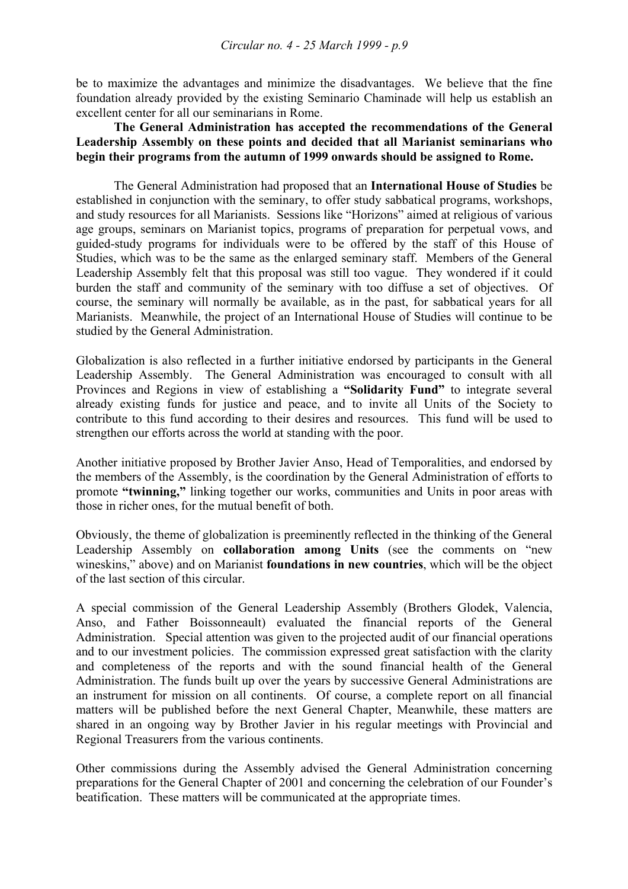be to maximize the advantages and minimize the disadvantages. We believe that the fine foundation already provided by the existing Seminario Chaminade will help us establish an excellent center for all our seminarians in Rome.

**The General Administration has accepted the recommendations of the General Leadership Assembly on these points and decided that all Marianist seminarians who begin their programs from the autumn of 1999 onwards should be assigned to Rome.**

The General Administration had proposed that an **International House of Studies** be established in conjunction with the seminary, to offer study sabbatical programs, workshops, and study resources for all Marianists. Sessions like "Horizons" aimed at religious of various age groups, seminars on Marianist topics, programs of preparation for perpetual vows, and guided-study programs for individuals were to be offered by the staff of this House of Studies, which was to be the same as the enlarged seminary staff. Members of the General Leadership Assembly felt that this proposal was still too vague. They wondered if it could burden the staff and community of the seminary with too diffuse a set of objectives. Of course, the seminary will normally be available, as in the past, for sabbatical years for all Marianists. Meanwhile, the project of an International House of Studies will continue to be studied by the General Administration.

Globalization is also reflected in a further initiative endorsed by participants in the General Leadership Assembly. The General Administration was encouraged to consult with all Provinces and Regions in view of establishing a **"Solidarity Fund"** to integrate several already existing funds for justice and peace, and to invite all Units of the Society to contribute to this fund according to their desires and resources. This fund will be used to strengthen our efforts across the world at standing with the poor.

Another initiative proposed by Brother Javier Anso, Head of Temporalities, and endorsed by the members of the Assembly, is the coordination by the General Administration of efforts to promote **"twinning,"** linking together our works, communities and Units in poor areas with those in richer ones, for the mutual benefit of both.

Obviously, the theme of globalization is preeminently reflected in the thinking of the General Leadership Assembly on **collaboration among Units** (see the comments on "new wineskins," above) and on Marianist **foundations in new countries**, which will be the object of the last section of this circular.

A special commission of the General Leadership Assembly (Brothers Glodek, Valencia, Anso, and Father Boissonneault) evaluated the financial reports of the General Administration. Special attention was given to the projected audit of our financial operations and to our investment policies. The commission expressed great satisfaction with the clarity and completeness of the reports and with the sound financial health of the General Administration. The funds built up over the years by successive General Administrations are an instrument for mission on all continents. Of course, a complete report on all financial matters will be published before the next General Chapter, Meanwhile, these matters are shared in an ongoing way by Brother Javier in his regular meetings with Provincial and Regional Treasurers from the various continents.

Other commissions during the Assembly advised the General Administration concerning preparations for the General Chapter of 2001 and concerning the celebration of our Founder's beatification. These matters will be communicated at the appropriate times.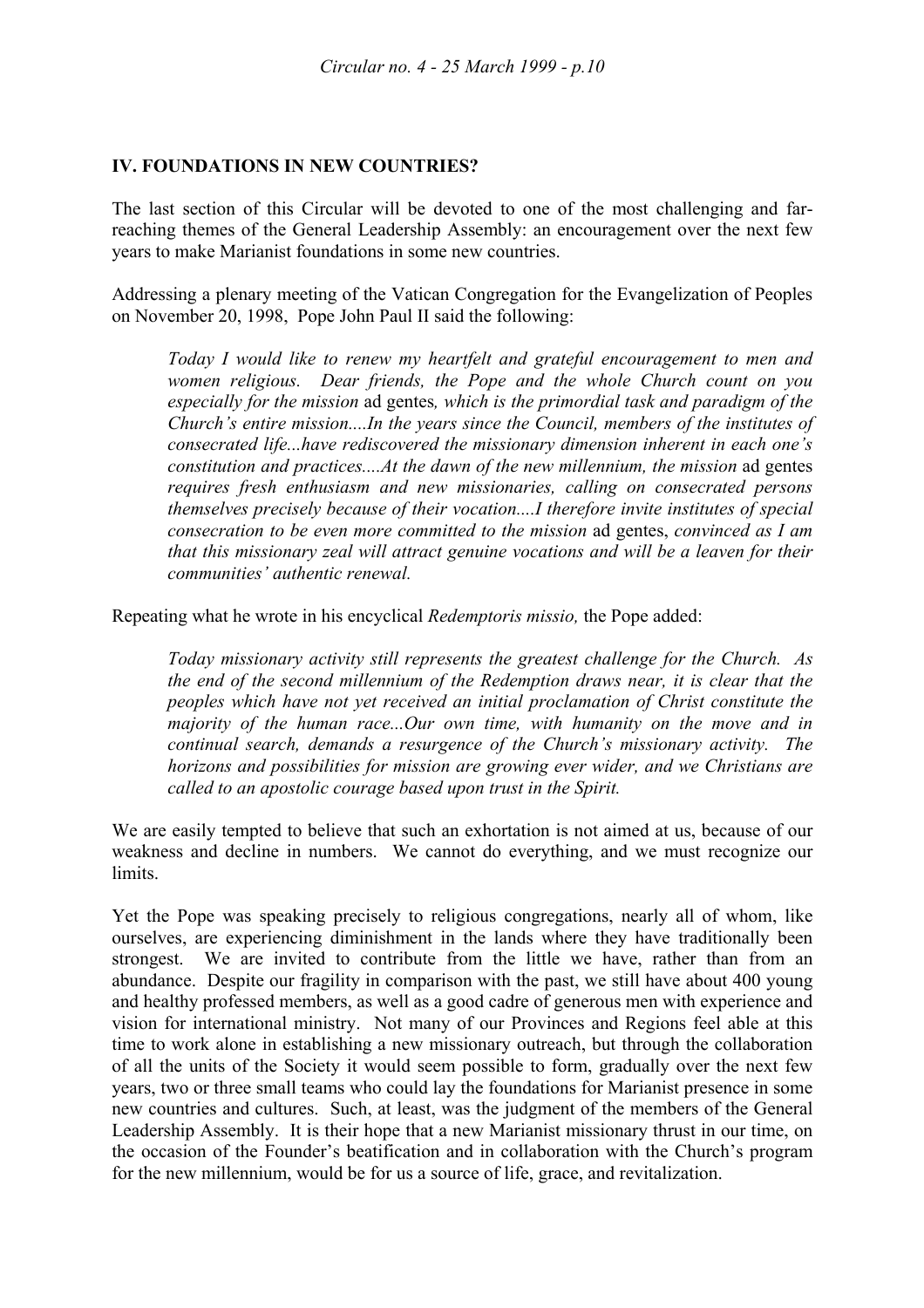## IV. FOUNDATIONS IN NEW COUNTRIES?

The last section of this Circular will be devoted to one of the most challenging and far-reaching themes of the General Leadership Assembly: an encouragement over the next few years to make Marianist foundations in some new countries.

Addressing a plenary meeting of the Vatican Congregation for the Evangelization of Peoples on November 20, 1998, Pope John Paul II said the following:

> *Today I would like to renew my heartfelt and grateful encouragement to men and women religious. Dear friends, the Pope and the whole Church count on you especially for the mission* ad gentes*, which is the primordial task and paradigm of the Church's entire mission....In the years since the Council, members of the institutes of consecrated life...have rediscovered the missionary dimension inherent in each one's constitution and practices....At the dawn of the new millennium, the mission* ad gentes *requires fresh enthusiasm and new missionaries, calling on consecrated persons themselves precisely because of their vocation....I therefore invite institutes of special consecration to be even more committed to the mission* ad gentes*, convinced as I am that this missionary zeal will attract genuine vocations and will be a leaven for their communities' authentic renewal.*

Repeating what he wrote in his encyclical *Redemptoris missio,* the Pope added:

> *Today missionary activity still represents the greatest challenge for the Church. As the end of the second millennium of the Redemption draws near, it is clear that the peoples which have not yet received an initial proclamation of Christ constitute the majority of the human race...Our own time, with humanity on the move and in continual search, demands a resurgence of the Church's missionary activity. The horizons and possibilities for mission are growing ever wider, and we Christians are called to an apostolic courage based upon trust in the Spirit.*

We are easily tempted to believe that such an exhortation is not aimed at us, because of our weakness and decline in numbers. We cannot do everything, and we must recognize our limits.

Yet the Pope was speaking precisely to religious congregations, nearly all of whom, like ourselves, are experiencing diminishment in the lands where they have traditionally been strongest. We are invited to contribute from the little we have, rather than from an abundance. Despite our fragility in comparison with the past, we still have about 400 young and healthy professed members, as well as a good cadre of generous men with experience and vision for international ministry. Not many of our Provinces and Regions feel able at this time to work alone in establishing a new missionary outreach, but through the collaboration of all the units of the Society it would seem possible to form, gradually over the next few years, two or three small teams who could lay the foundations for Marianist presence in some new countries and cultures. Such, at least, was the judgment of the members of the General Leadership Assembly. It is their hope that a new Marianist missionary thrust in our time, on the occasion of the Founder's beatification and in collaboration with the Church's program for the new millennium, would be for us a source of life, grace, and revitalization.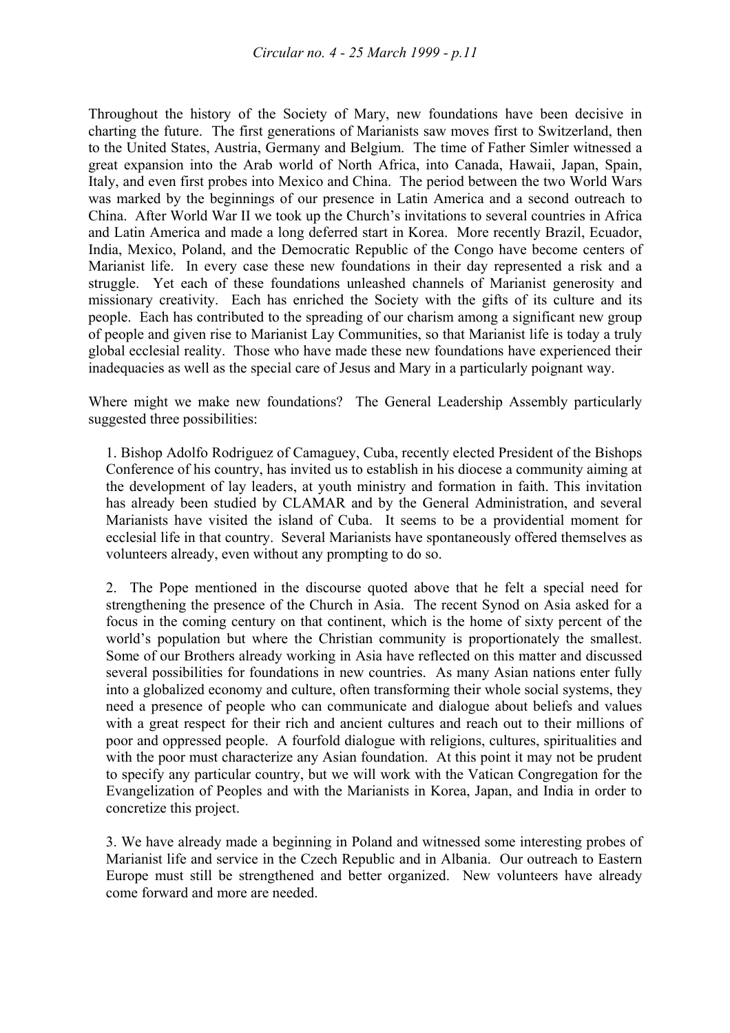Throughout the history of the Society of Mary, new foundations have been decisive in charting the future. The first generations of Marianists saw moves first to Switzerland, then to the United States, Austria, Germany and Belgium. The time of Father Simler witnessed a great expansion into the Arab world of North Africa, into Canada, Hawaii, Japan, Spain, Italy, and even first probes into Mexico and China. The period between the two World Wars was marked by the beginnings of our presence in Latin America and a second outreach to China. After World War II we took up the Church's invitations to several countries in Africa and Latin America and made a long deferred start in Korea. More recently Brazil, Ecuador, India, Mexico, Poland, and the Democratic Republic of the Congo have become centers of Marianist life. In every case these new foundations in their day represented a risk and a struggle. Yet each of these foundations unleashed channels of Marianist generosity and missionary creativity. Each has enriched the Society with the gifts of its culture and its people. Each has contributed to the spreading of our charism among a significant new group of people and given rise to Marianist Lay Communities, so that Marianist life is today a truly global ecclesial reality. Those who have made these new foundations have experienced their inadequacies as well as the special care of Jesus and Mary in a particularly poignant way.

Where might we make new foundations? The General Leadership Assembly particularly suggested three possibilities:

1. Bishop Adolfo Rodriguez of Camaguey, Cuba, recently elected President of the Bishops Conference of his country, has invited us to establish in his diocese a community aiming at the development of lay leaders, at youth ministry and formation in faith. This invitation has already been studied by CLAMAR and by the General Administration, and several Marianists have visited the island of Cuba. It seems to be a providential moment for ecclesial life in that country. Several Marianists have spontaneously offered themselves as volunteers already, even without any prompting to do so.

2. The Pope mentioned in the discourse quoted above that he felt a special need for strengthening the presence of the Church in Asia. The recent Synod on Asia asked for a focus in the coming century on that continent, which is the home of sixty percent of the world's population but where the Christian community is proportionately the smallest. Some of our Brothers already working in Asia have reflected on this matter and discussed several possibilities for foundations in new countries. As many Asian nations enter fully into a globalized economy and culture, often transforming their whole social systems, they need a presence of people who can communicate and dialogue about beliefs and values with a great respect for their rich and ancient cultures and reach out to their millions of poor and oppressed people. A fourfold dialogue with religions, cultures, spiritualities and with the poor must characterize any Asian foundation. At this point it may not be prudent to specify any particular country, but we will work with the Vatican Congregation for the Evangelization of Peoples and with the Marianists in Korea, Japan, and India in order to concretize this project.

3. We have already made a beginning in Poland and witnessed some interesting probes of Marianist life and service in the Czech Republic and in Albania. Our outreach to Eastern Europe must still be strengthened and better organized. New volunteers have already come forward and more are needed.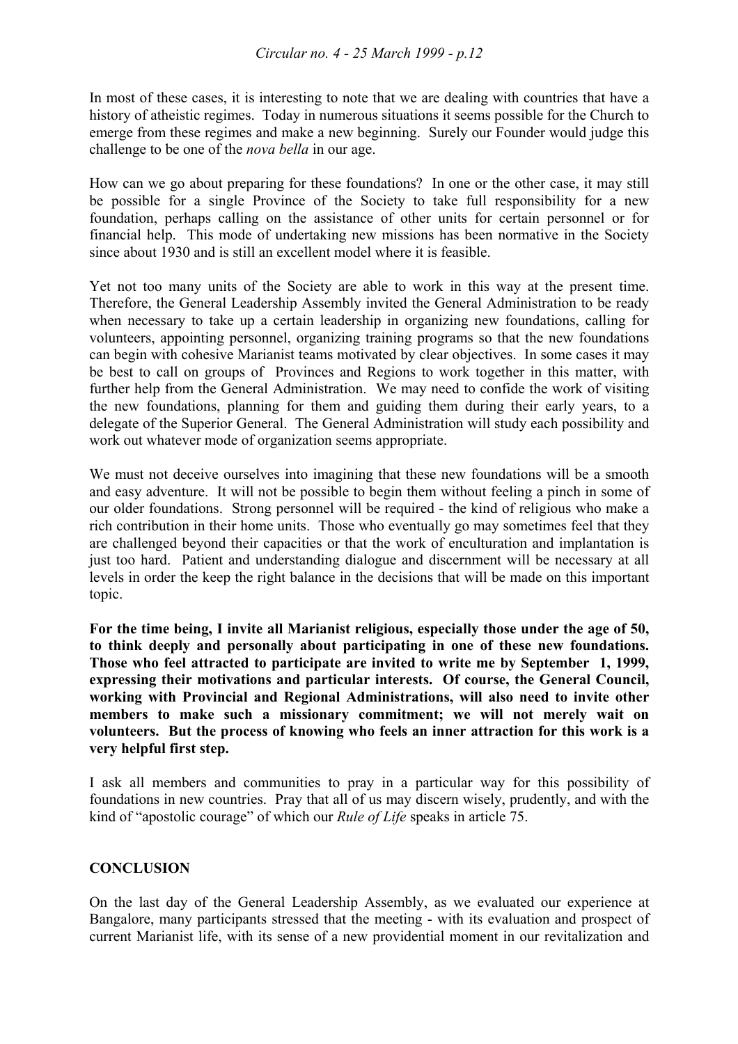In most of these cases, it is interesting to note that we are dealing with countries that have a history of atheistic regimes. Today in numerous situations it seems possible for the Church to emerge from these regimes and make a new beginning. Surely our Founder would judge this challenge to be one of the *nova bella* in our age.

How can we go about preparing for these foundations? In one or the other case, it may still be possible for a single Province of the Society to take full responsibility for a new foundation, perhaps calling on the assistance of other units for certain personnel or for financial help. This mode of undertaking new missions has been normative in the Society since about 1930 and is still an excellent model where it is feasible.

Yet not too many units of the Society are able to work in this way at the present time. Therefore, the General Leadership Assembly invited the General Administration to be ready when necessary to take up a certain leadership in organizing new foundations, calling for volunteers, appointing personnel, organizing training programs so that the new foundations can begin with cohesive Marianist teams motivated by clear objectives. In some cases it may be best to call on groups of Provinces and Regions to work together in this matter, with further help from the General Administration. We may need to confide the work of visiting the new foundations, planning for them and guiding them during their early years, to a delegate of the Superior General. The General Administration will study each possibility and work out whatever mode of organization seems appropriate.

We must not deceive ourselves into imagining that these new foundations will be a smooth and easy adventure. It will not be possible to begin them without feeling a pinch in some of our older foundations. Strong personnel will be required - the kind of religious who make a rich contribution in their home units. Those who eventually go may sometimes feel that they are challenged beyond their capacities or that the work of enculturation and implantation is just too hard. Patient and understanding dialogue and discernment will be necessary at all levels in order the keep the right balance in the decisions that will be made on this important topic.

**For the time being, I invite all Marianist religious, especially those under the age of 50, to think deeply and personally about participating in one of these new foundations. Those who feel attracted to participate are invited to write me by September 1, 1999, expressing their motivations and particular interests. Of course, the General Council, working with Provincial and Regional Administrations, will also need to invite other members to make such a missionary commitment; we will not merely wait on volunteers. But the process of knowing who feels an inner attraction for this work is a very helpful first step.**

I ask all members and communities to pray in a particular way for this possibility of foundations in new countries. Pray that all of us may discern wisely, prudently, and with the kind of "apostolic courage" of which our *Rule of Life* speaks in article 75.

## CONCLUSION

On the last day of the General Leadership Assembly, as we evaluated our experience at Bangalore, many participants stressed that the meeting - with its evaluation and prospect of current Marianist life, with its sense of a new providential moment in our revitalization and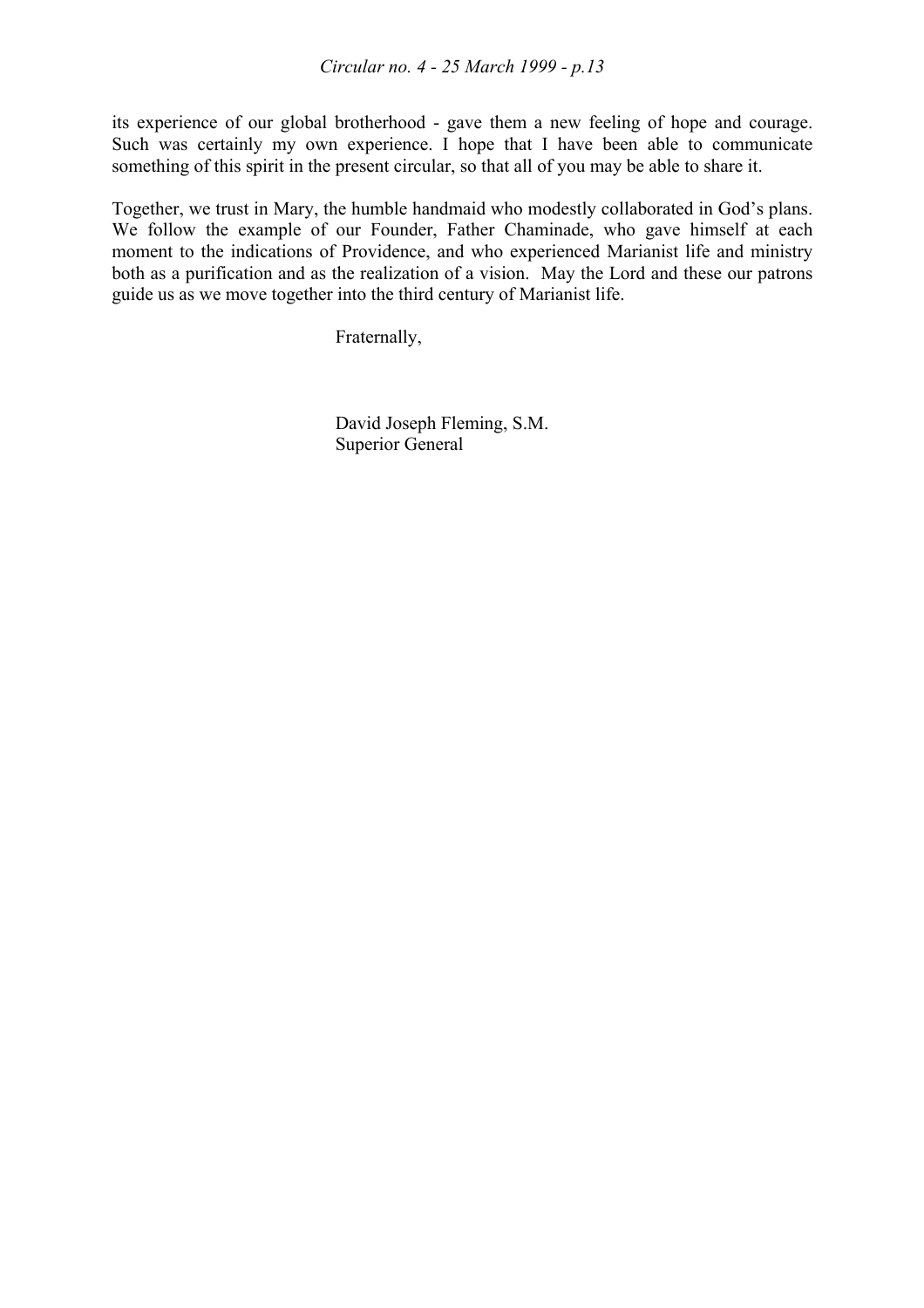its experience of our global brotherhood - gave them a new feeling of hope and courage. Such was certainly my own experience. I hope that I have been able to communicate something of this spirit in the present circular, so that all of you may be able to share it.

Together, we trust in Mary, the humble handmaid who modestly collaborated in God's plans. We follow the example of our Founder, Father Chaminade, who gave himself at each moment to the indications of Providence, and who experienced Marianist life and ministry both as a purification and as the realization of a vision. May the Lord and these our patrons guide us as we move together into the third century of Marianist life.

Fraternally,

David Joseph Fleming, S.M.
Superior General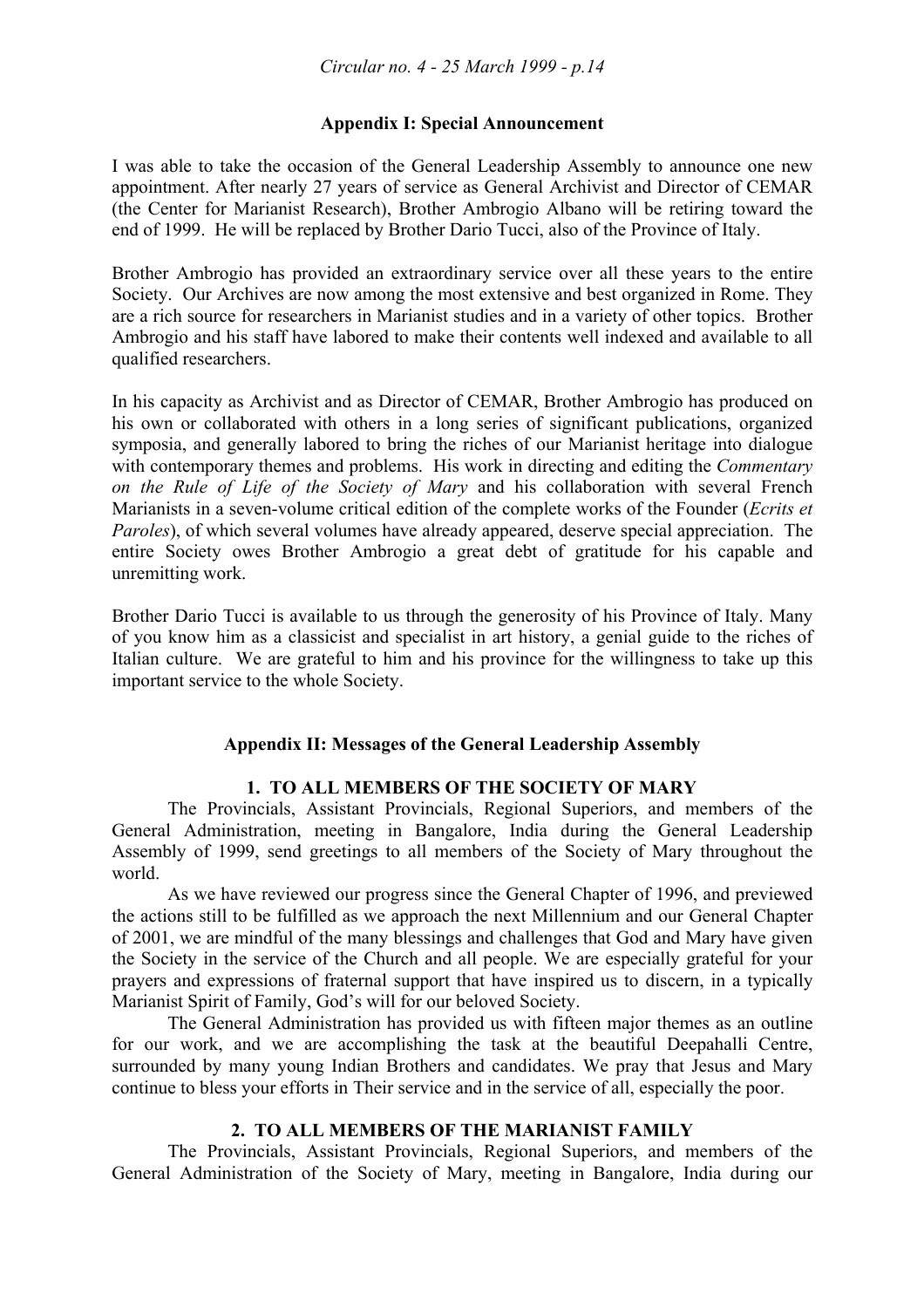## Appendix I: Special Announcement

I was able to take the occasion of the General Leadership Assembly to announce one new appointment. After nearly 27 years of service as General Archivist and Director of CEMAR (the Center for Marianist Research), Brother Ambrogio Albano will be retiring toward the end of 1999. He will be replaced by Brother Dario Tucci, also of the Province of Italy.

Brother Ambrogio has provided an extraordinary service over all these years to the entire Society. Our Archives are now among the most extensive and best organized in Rome. They are a rich source for researchers in Marianist studies and in a variety of other topics. Brother Ambrogio and his staff have labored to make their contents well indexed and available to all qualified researchers.

In his capacity as Archivist and as Director of CEMAR, Brother Ambrogio has produced on his own or collaborated with others in a long series of significant publications, organized symposia, and generally labored to bring the riches of our Marianist heritage into dialogue with contemporary themes and problems. His work in directing and editing the *Commentary on the Rule of Life of the Society of Mary* and his collaboration with several French Marianists in a seven-volume critical edition of the complete works of the Founder (*Ecrits et Paroles*), of which several volumes have already appeared, deserve special appreciation. The entire Society owes Brother Ambrogio a great debt of gratitude for his capable and unremitting work.

Brother Dario Tucci is available to us through the generosity of his Province of Italy. Many of you know him as a classicist and specialist in art history, a genial guide to the riches of Italian culture. We are grateful to him and his province for the willingness to take up this important service to the whole Society.

## Appendix II: Messages of the General Leadership Assembly

### 1. TO ALL MEMBERS OF THE SOCIETY OF MARY

The Provincials, Assistant Provincials, Regional Superiors, and members of the General Administration, meeting in Bangalore, India during the General Leadership Assembly of 1999, send greetings to all members of the Society of Mary throughout the world.

As we have reviewed our progress since the General Chapter of 1996, and previewed the actions still to be fulfilled as we approach the next Millennium and our General Chapter of 2001, we are mindful of the many blessings and challenges that God and Mary have given the Society in the service of the Church and all people. We are especially grateful for your prayers and expressions of fraternal support that have inspired us to discern, in a typically Marianist Spirit of Family, God's will for our beloved Society.

The General Administration has provided us with fifteen major themes as an outline for our work, and we are accomplishing the task at the beautiful Deepahalli Centre, surrounded by many young Indian Brothers and candidates. We pray that Jesus and Mary continue to bless your efforts in Their service and in the service of all, especially the poor.

### 2. TO ALL MEMBERS OF THE MARIANIST FAMILY

The Provincials, Assistant Provincials, Regional Superiors, and members of the General Administration of the Society of Mary, meeting in Bangalore, India during our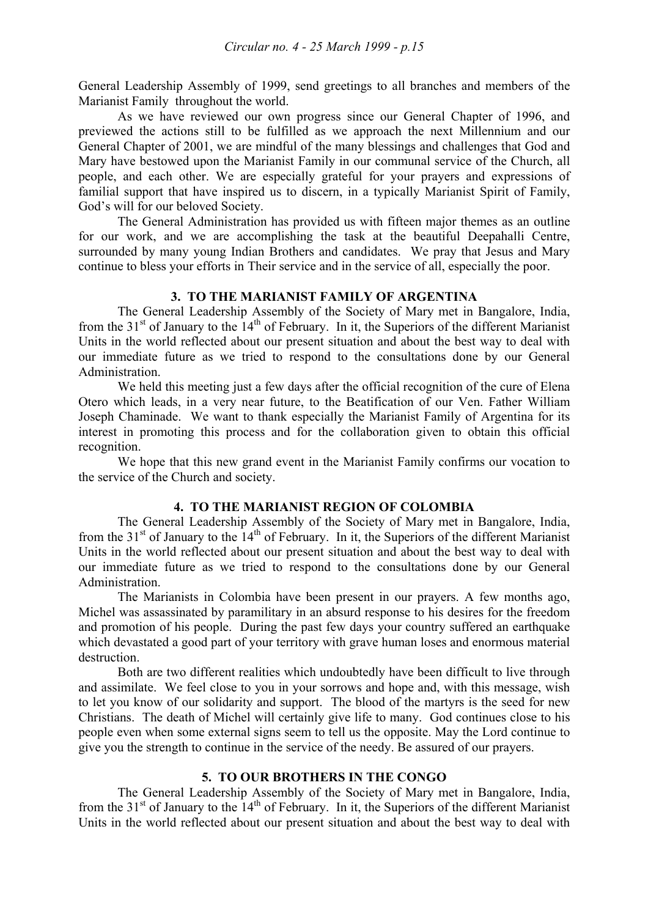General Leadership Assembly of 1999, send greetings to all branches and members of the Marianist Family throughout the world.

As we have reviewed our own progress since our General Chapter of 1996, and previewed the actions still to be fulfilled as we approach the next Millennium and our General Chapter of 2001, we are mindful of the many blessings and challenges that God and Mary have bestowed upon the Marianist Family in our communal service of the Church, all people, and each other. We are especially grateful for your prayers and expressions of familial support that have inspired us to discern, in a typically Marianist Spirit of Family, God's will for our beloved Society.

The General Administration has provided us with fifteen major themes as an outline for our work, and we are accomplishing the task at the beautiful Deepahalli Centre, surrounded by many young Indian Brothers and candidates. We pray that Jesus and Mary continue to bless your efforts in Their service and in the service of all, especially the poor.

### 3. TO THE MARIANIST FAMILY OF ARGENTINA

The General Leadership Assembly of the Society of Mary met in Bangalore, India, from the 31st of January to the 14th of February. In it, the Superiors of the different Marianist Units in the world reflected about our present situation and about the best way to deal with our immediate future as we tried to respond to the consultations done by our General Administration.

We held this meeting just a few days after the official recognition of the cure of Elena Otero which leads, in a very near future, to the Beatification of our Ven. Father William Joseph Chaminade. We want to thank especially the Marianist Family of Argentina for its interest in promoting this process and for the collaboration given to obtain this official recognition.

We hope that this new grand event in the Marianist Family confirms our vocation to the service of the Church and society.

### 4. TO THE MARIANIST REGION OF COLOMBIA

The General Leadership Assembly of the Society of Mary met in Bangalore, India, from the 31st of January to the 14th of February. In it, the Superiors of the different Marianist Units in the world reflected about our present situation and about the best way to deal with our immediate future as we tried to respond to the consultations done by our General Administration.

The Marianists in Colombia have been present in our prayers. A few months ago, Michel was assassinated by paramilitary in an absurd response to his desires for the freedom and promotion of his people. During the past few days your country suffered an earthquake which devastated a good part of your territory with grave human loses and enormous material destruction.

Both are two different realities which undoubtedly have been difficult to live through and assimilate. We feel close to you in your sorrows and hope and, with this message, wish to let you know of our solidarity and support. The blood of the martyrs is the seed for new Christians. The death of Michel will certainly give life to many. God continues close to his people even when some external signs seem to tell us the opposite. May the Lord continue to give you the strength to continue in the service of the needy. Be assured of our prayers.

### 5. TO OUR BROTHERS IN THE CONGO

The General Leadership Assembly of the Society of Mary met in Bangalore, India, from the 31st of January to the 14th of February. In it, the Superiors of the different Marianist Units in the world reflected about our present situation and about the best way to deal with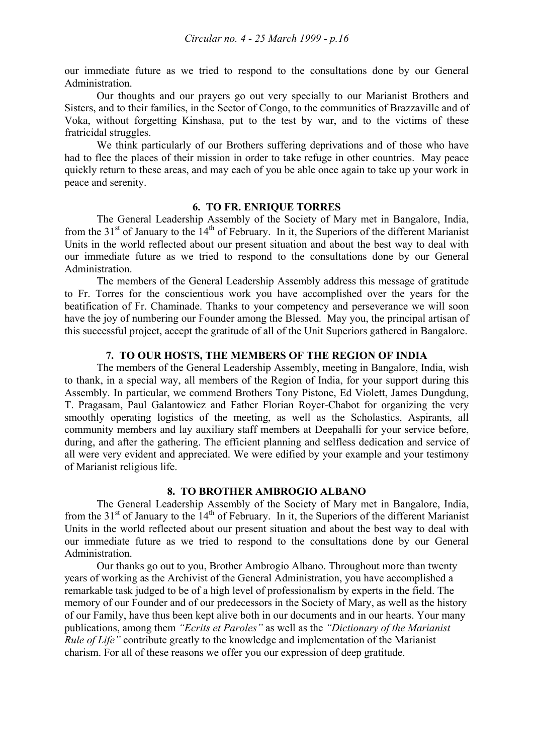our immediate future as we tried to respond to the consultations done by our General Administration.

Our thoughts and our prayers go out very specially to our Marianist Brothers and Sisters, and to their families, in the Sector of Congo, to the communities of Brazzaville and of Voka, without forgetting Kinshasa, put to the test by war, and to the victims of these fratricidal struggles.

We think particularly of our Brothers suffering deprivations and of those who have had to flee the places of their mission in order to take refuge in other countries. May peace quickly return to these areas, and may each of you be able once again to take up your work in peace and serenity.

## 6. TO FR. ENRIQUE TORRES

The General Leadership Assembly of the Society of Mary met in Bangalore, India, from the 31st of January to the 14th of February. In it, the Superiors of the different Marianist Units in the world reflected about our present situation and about the best way to deal with our immediate future as we tried to respond to the consultations done by our General Administration.

The members of the General Leadership Assembly address this message of gratitude to Fr. Torres for the conscientious work you have accomplished over the years for the beatification of Fr. Chaminade. Thanks to your competency and perseverance we will soon have the joy of numbering our Founder among the Blessed. May you, the principal artisan of this successful project, accept the gratitude of all of the Unit Superiors gathered in Bangalore.

## 7. TO OUR HOSTS, THE MEMBERS OF THE REGION OF INDIA

The members of the General Leadership Assembly, meeting in Bangalore, India, wish to thank, in a special way, all members of the Region of India, for your support during this Assembly. In particular, we commend Brothers Tony Pistone, Ed Violett, James Dungdung, T. Pragasam, Paul Galantowicz and Father Florian Royer-Chabot for organizing the very smoothly operating logistics of the meeting, as well as the Scholastics, Aspirants, all community members and lay auxiliary staff members at Deepahalli for your service before, during, and after the gathering. The efficient planning and selfless dedication and service of all were very evident and appreciated. We were edified by your example and your testimony of Marianist religious life.

## 8. TO BROTHER AMBROGIO ALBANO

The General Leadership Assembly of the Society of Mary met in Bangalore, India, from the 31st of January to the 14th of February. In it, the Superiors of the different Marianist Units in the world reflected about our present situation and about the best way to deal with our immediate future as we tried to respond to the consultations done by our General Administration.

Our thanks go out to you, Brother Ambrogio Albano. Throughout more than twenty years of working as the Archivist of the General Administration, you have accomplished a remarkable task judged to be of a high level of professionalism by experts in the field. The memory of our Founder and of our predecessors in the Society of Mary, as well as the history of our Family, have thus been kept alive both in our documents and in our hearts. Your many publications, among them *"Ecrits et Paroles"* as well as the *"Dictionary of the Marianist Rule of Life"* contribute greatly to the knowledge and implementation of the Marianist charism. For all of these reasons we offer you our expression of deep gratitude.